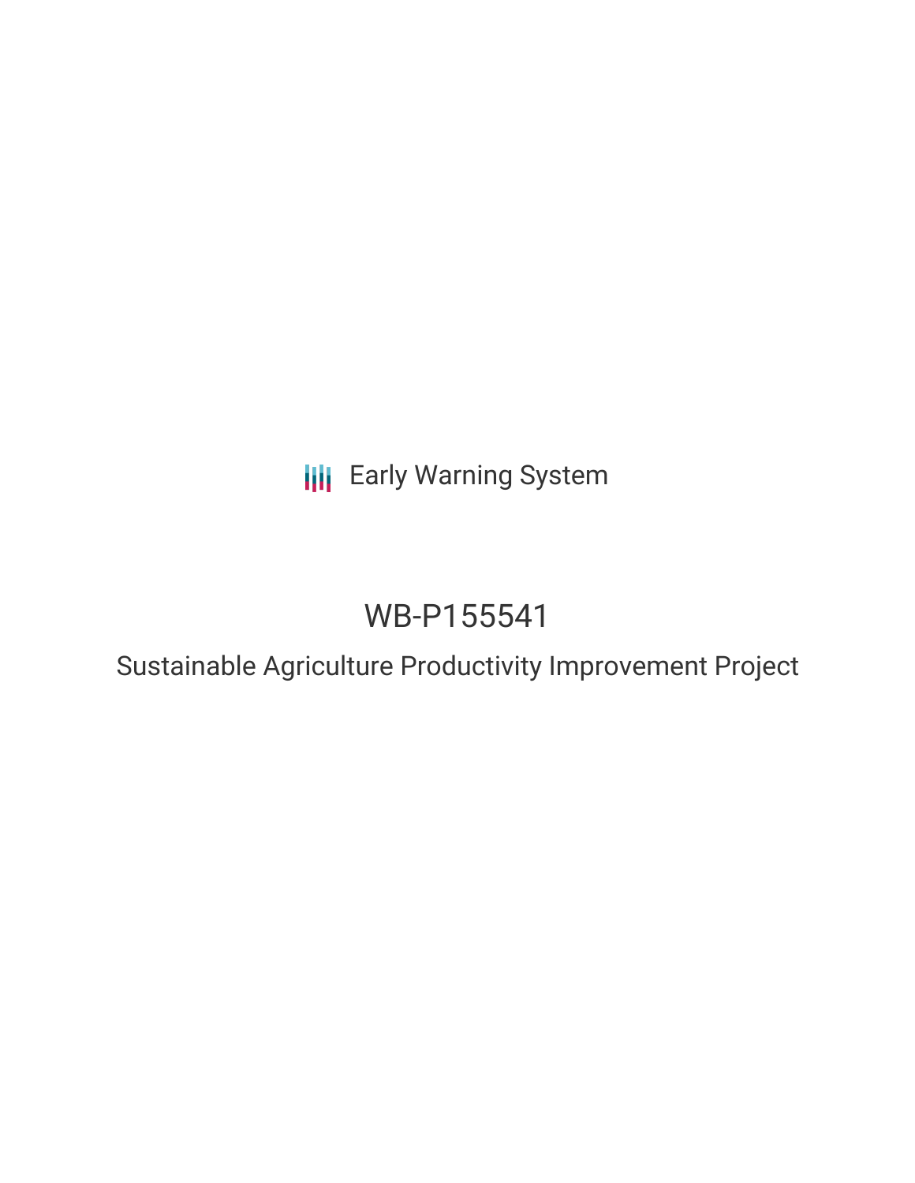Early Warning System

# WB-P155541

## Sustainable Agriculture Productivity Improvement Project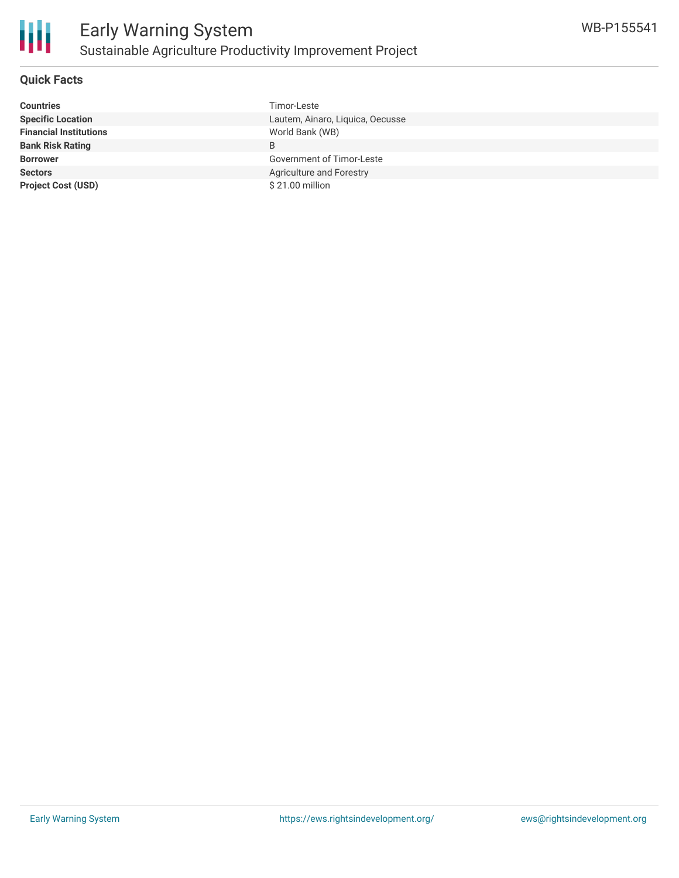## Quick Facts

| | |
|---|---|
| **Countries** | Timor-Leste |
| **Specific Location** | Lautem, Ainaro, Liquica, Oecusse |
| **Financial Institutions** | World Bank (WB) |
| **Bank Risk Rating** | B |
| **Borrower** | Government of Timor-Leste |
| **Sectors** | Agriculture and Forestry |
| **Project Cost (USD)** | $ 21.00 million |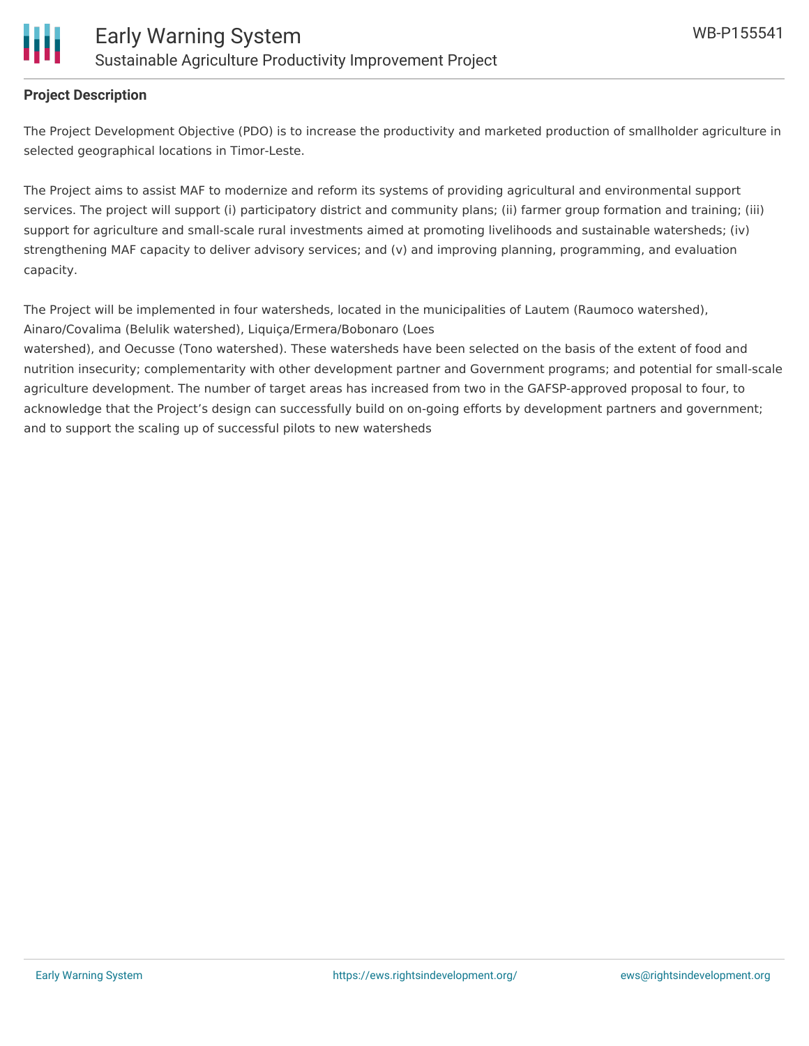## Project Description

The Project Development Objective (PDO) is to increase the productivity and marketed production of smallholder agriculture in selected geographical locations in Timor-Leste.

The Project aims to assist MAF to modernize and reform its systems of providing agricultural and environmental support services. The project will support (i) participatory district and community plans; (ii) farmer group formation and training; (iii) support for agriculture and small-scale rural investments aimed at promoting livelihoods and sustainable watersheds; (iv) strengthening MAF capacity to deliver advisory services; and (v) and improving planning, programming, and evaluation capacity.

The Project will be implemented in four watersheds, located in the municipalities of Lautem (Raumoco watershed), Ainaro/Covalima (Belulik watershed), Liquiça/Ermera/Bobonaro (Loes watershed), and Oecusse (Tono watershed). These watersheds have been selected on the basis of the extent of food and nutrition insecurity; complementarity with other development partner and Government programs; and potential for small-scale agriculture development. The number of target areas has increased from two in the GAFSP-approved proposal to four, to acknowledge that the Project's design can successfully build on on-going efforts by development partners and government; and to support the scaling up of successful pilots to new watersheds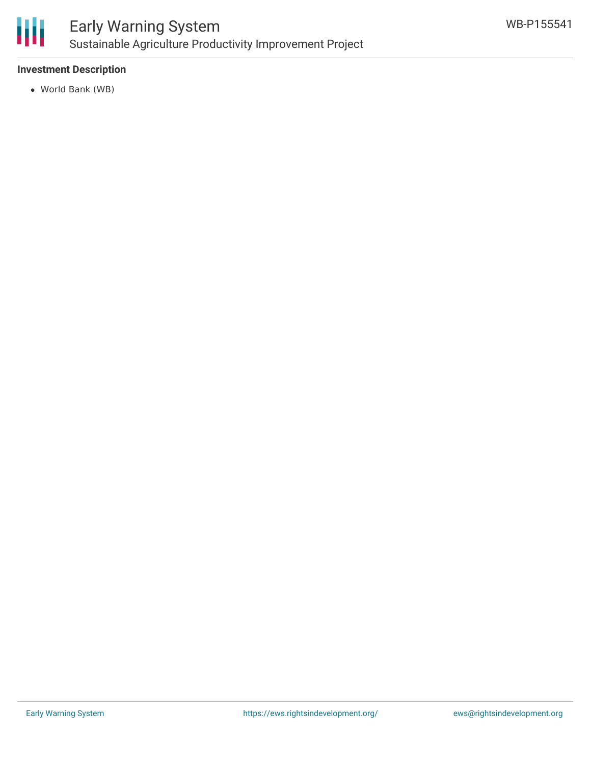### Investment Description

- World Bank (WB)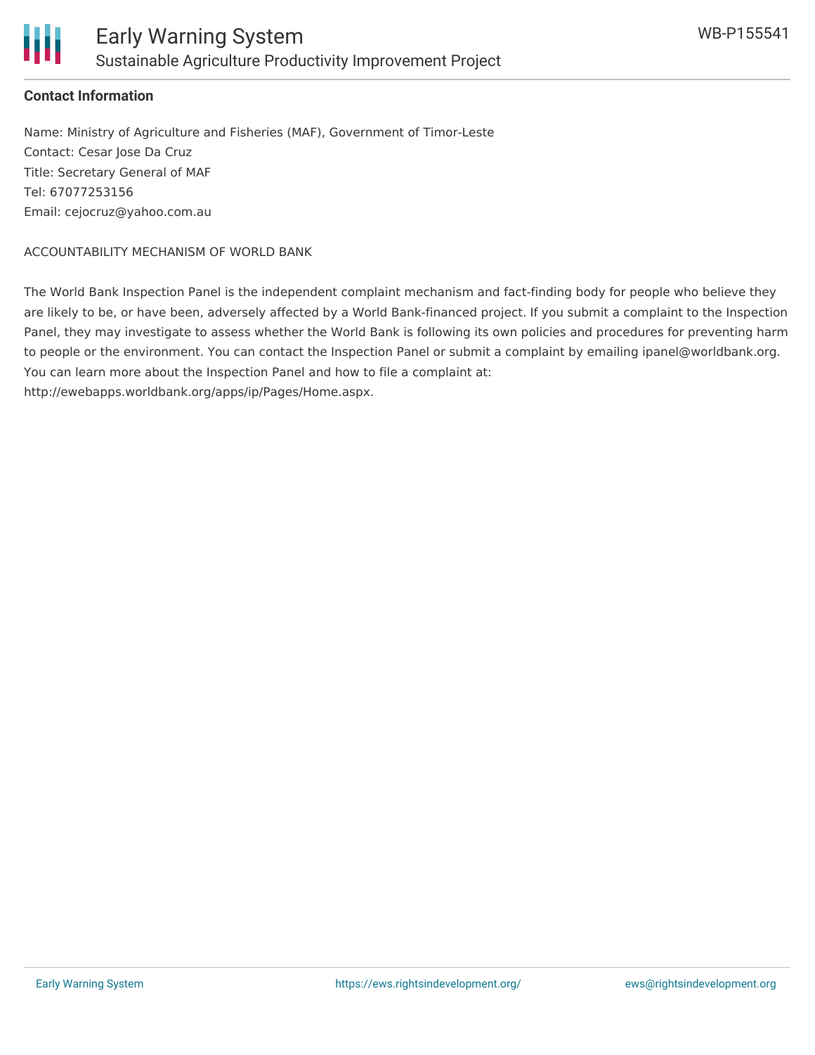**Contact Information**

Name: Ministry of Agriculture and Fisheries (MAF), Government of Timor-Leste
Contact: Cesar Jose Da Cruz
Title: Secretary General of MAF
Tel: 67077253156
Email: cejocruz@yahoo.com.au

ACCOUNTABILITY MECHANISM OF WORLD BANK

The World Bank Inspection Panel is the independent complaint mechanism and fact-finding body for people who believe they are likely to be, or have been, adversely affected by a World Bank-financed project. If you submit a complaint to the Inspection Panel, they may investigate to assess whether the World Bank is following its own policies and procedures for preventing harm to people or the environment. You can contact the Inspection Panel or submit a complaint by emailing ipanel@worldbank.org. You can learn more about the Inspection Panel and how to file a complaint at: http://ewebapps.worldbank.org/apps/ip/Pages/Home.aspx.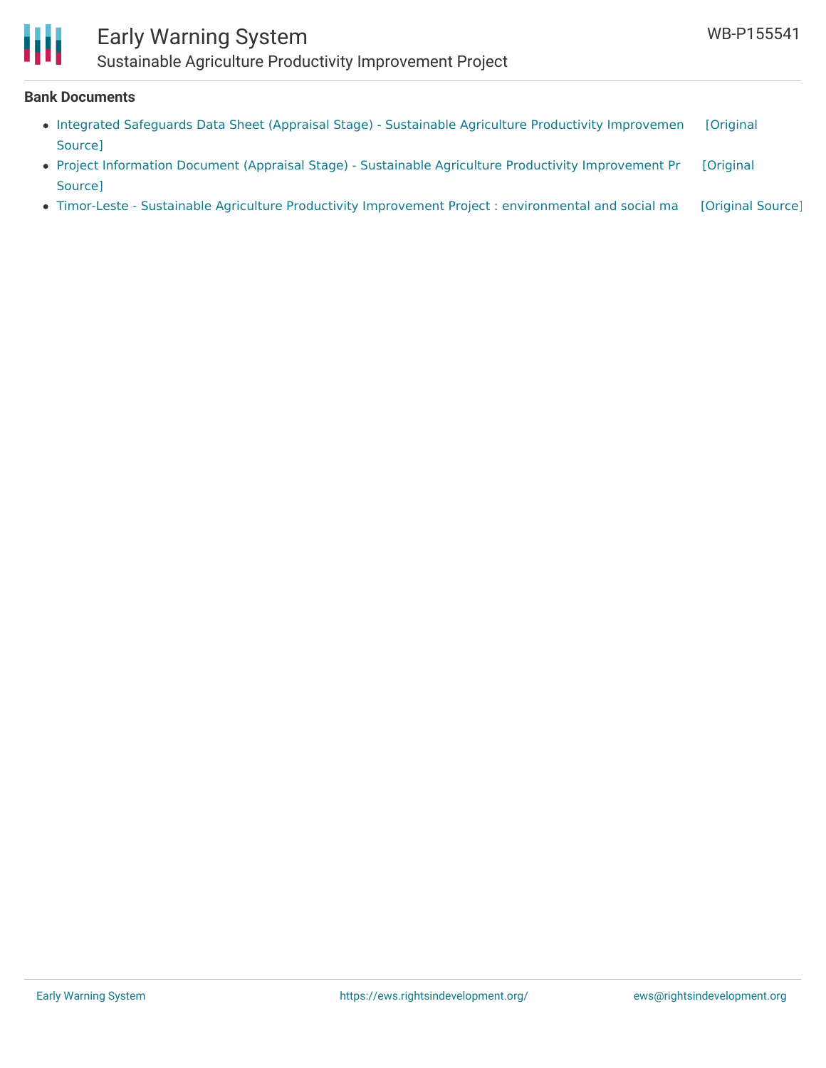**Bank Documents**

- Integrated Safeguards Data Sheet (Appraisal Stage) - Sustainable Agriculture Productivity Improvemen [Original Source]
- Project Information Document (Appraisal Stage) - Sustainable Agriculture Productivity Improvement Pr [Original Source]
- Timor-Leste - Sustainable Agriculture Productivity Improvement Project : environmental and social ma [Original Source]